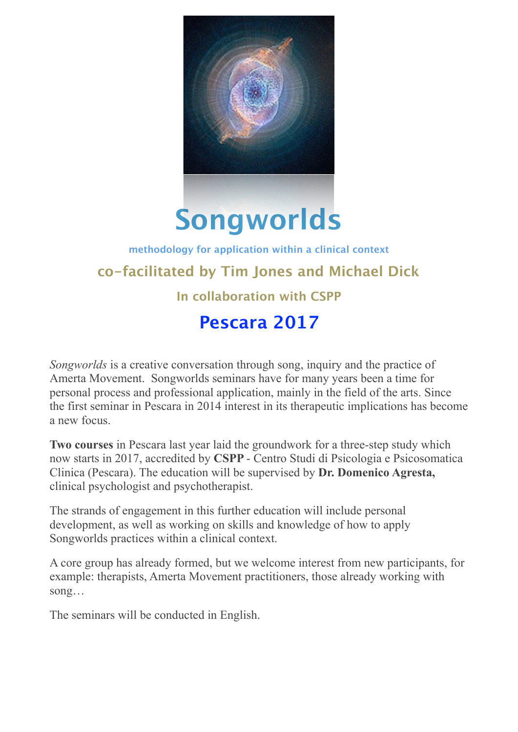# Songworlds

methodology for application within a clinical context

## co-facilitated by Tim Jones and Michael Dick

### In collaboration with CSPP

## Pescara 2017

*Songworlds* is a creative conversation through song, inquiry and the practice of Amerta Movement. Songworlds seminars have for many years been a time for personal process and professional application, mainly in the field of the arts. Since the first seminar in Pescara in 2014 interest in its therapeutic implications has become a new focus.

**Two courses** in Pescara last year laid the groundwork for a three-step study which now starts in 2017, accredited by **CSPP** - Centro Studi di Psicologia e Psicosomatica Clinica (Pescara). The education will be supervised by **Dr. Domenico Agresta,** clinical psychologist and psychotherapist.

The strands of engagement in this further education will include personal development, as well as working on skills and knowledge of how to apply Songworlds practices within a clinical context.

A core group has already formed, but we welcome interest from new participants, for example: therapists, Amerta Movement practitioners, those already working with song…

The seminars will be conducted in English.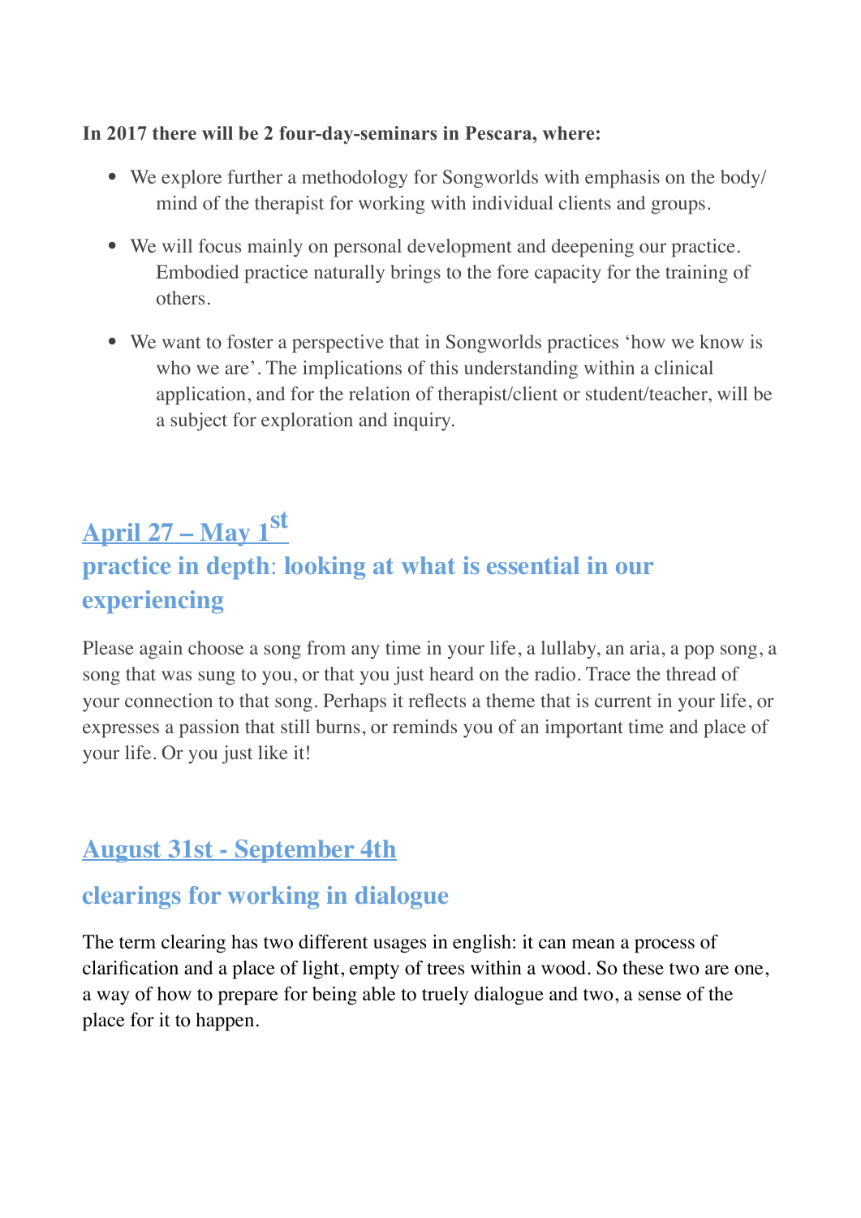**In 2017 there will be 2 four-day-seminars in Pescara, where:**

- We explore further a methodology for Songworlds with emphasis on the body/ mind of the therapist for working with individual clients and groups.
- We will focus mainly on personal development and deepening our practice. Embodied practice naturally brings to the fore capacity for the training of others.
- We want to foster a perspective that in Songworlds practices 'how we know is who we are'. The implications of this understanding within a clinical application, and for the relation of therapist/client or student/teacher, will be a subject for exploration and inquiry.

## April 27 – May 1st
## practice in depth: looking at what is essential in our experiencing

Please again choose a song from any time in your life, a lullaby, an aria, a pop song, a song that was sung to you, or that you just heard on the radio. Trace the thread of your connection to that song. Perhaps it reflects a theme that is current in your life, or expresses a passion that still burns, or reminds you of an important time and place of your life. Or you just like it!

## August 31st - September 4th

### clearings for working in dialogue

The term clearing has two different usages in english: it can mean a process of clarification and a place of light, empty of trees within a wood. So these two are one, a way of how to prepare for being able to truely dialogue and two, a sense of the place for it to happen.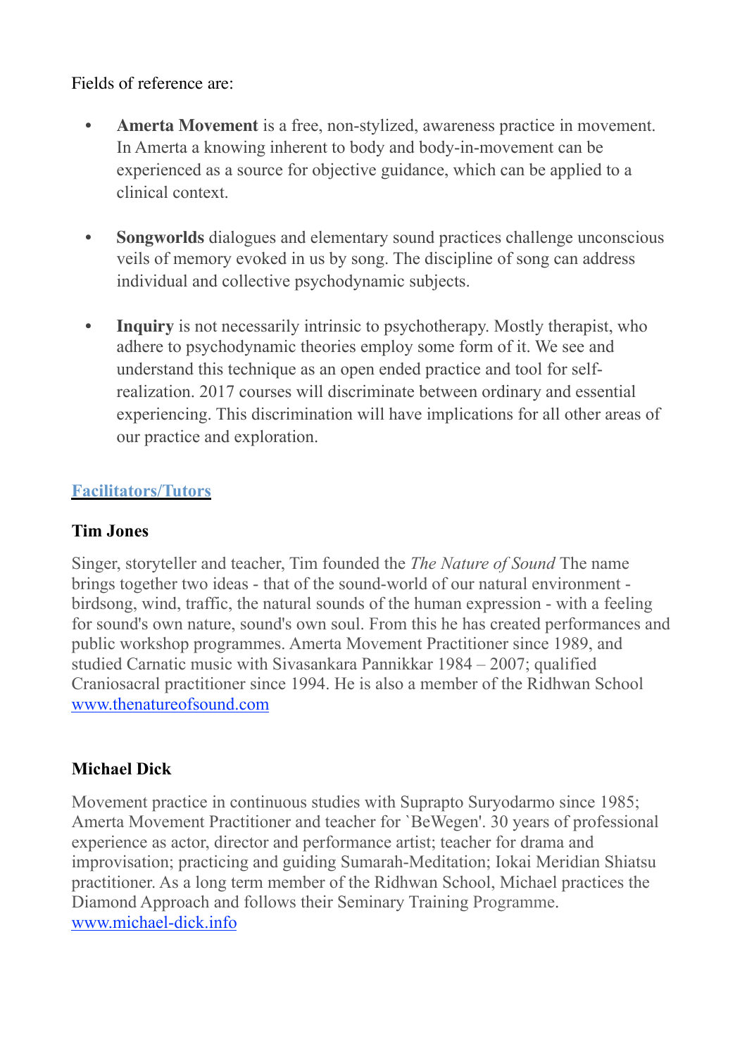Fields of reference are:

- **Amerta Movement** is a free, non-stylized, awareness practice in movement. In Amerta a knowing inherent to body and body-in-movement can be experienced as a source for objective guidance, which can be applied to a clinical context.

- **Songworlds** dialogues and elementary sound practices challenge unconscious veils of memory evoked in us by song. The discipline of song can address individual and collective psychodynamic subjects.

- **Inquiry** is not necessarily intrinsic to psychotherapy. Mostly therapist, who adhere to psychodynamic theories employ some form of it. We see and understand this technique as an open ended practice and tool for self-realization. 2017 courses will discriminate between ordinary and essential experiencing. This discrimination will have implications for all other areas of our practice and exploration.

## Facilitators/Tutors

### Tim Jones

Singer, storyteller and teacher, Tim founded the *The Nature of Sound* The name brings together two ideas - that of the sound-world of our natural environment - birdsong, wind, traffic, the natural sounds of the human expression - with a feeling for sound's own nature, sound's own soul. From this he has created performances and public workshop programmes. Amerta Movement Practitioner since 1989, and studied Carnatic music with Sivasankara Pannikkar 1984 – 2007; qualified Craniosacral practitioner since 1994. He is also a member of the Ridhwan School www.thenatureofsound.com

### Michael Dick

Movement practice in continuous studies with Suprapto Suryodarmo since 1985; Amerta Movement Practitioner and teacher for `BeWegen'. 30 years of professional experience as actor, director and performance artist; teacher for drama and improvisation; practicing and guiding Sumarah-Meditation; Iokai Meridian Shiatsu practitioner. As a long term member of the Ridhwan School, Michael practices the Diamond Approach and follows their Seminary Training Programme. www.michael-dick.info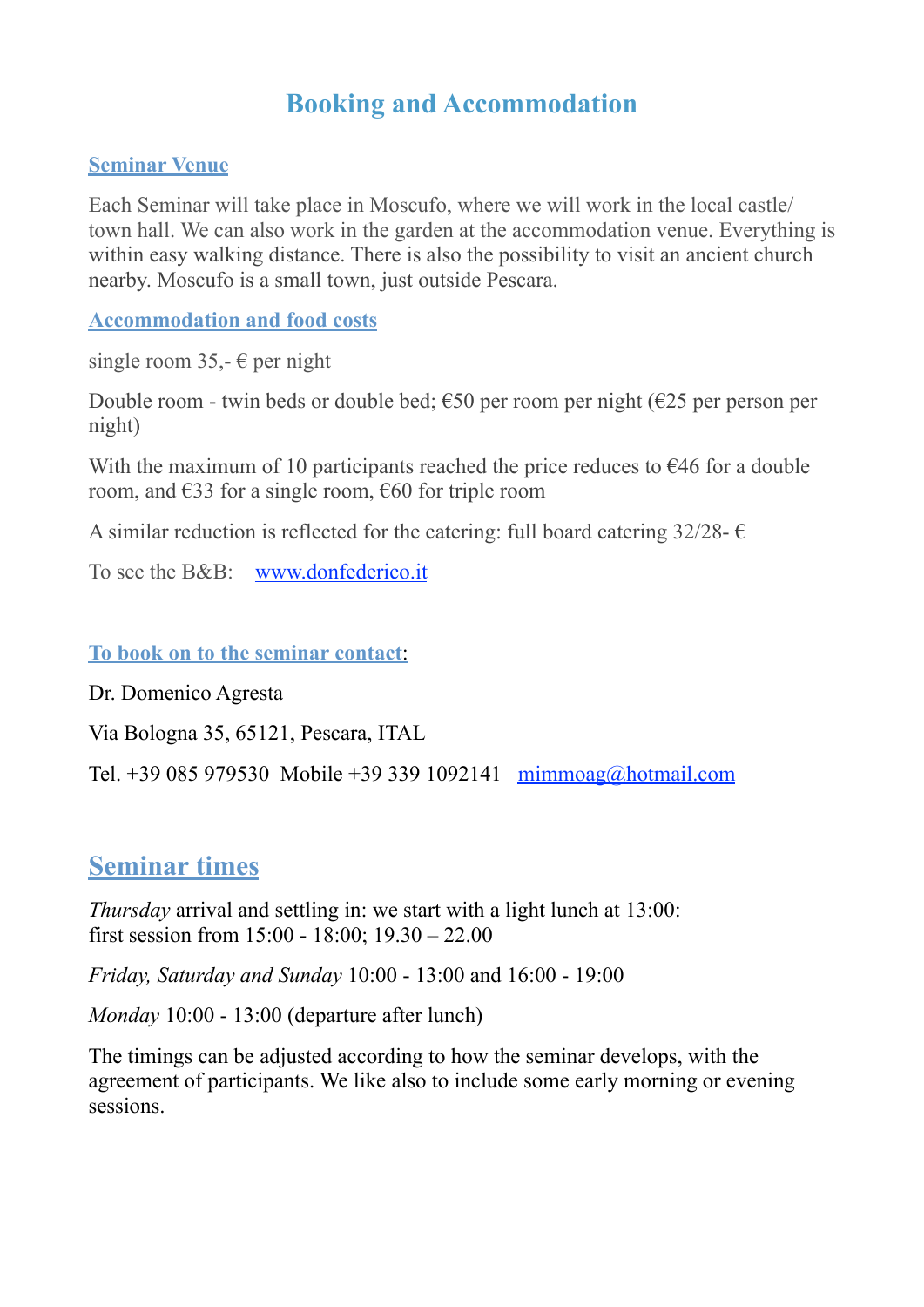# Booking and Accommodation

## Seminar Venue

Each Seminar will take place in Moscufo, where we will work in the local castle/ town hall. We can also work in the garden at the accommodation venue. Everything is within easy walking distance. There is also the possibility to visit an ancient church nearby. Moscufo is a small town, just outside Pescara.

## Accommodation and food costs

single room 35,- € per night

Double room - twin beds or double bed; €50 per room per night (€25 per person per night)

With the maximum of 10 participants reached the price reduces to €46 for a double room, and €33 for a single room, €60 for triple room

A similar reduction is reflected for the catering: full board catering 32/28- €

To see the B&B: [www.donfederico.it](http://www.donfederico.it)

## To book on to the seminar contact:

Dr. Domenico Agresta

Via Bologna 35, 65121, Pescara, ITAL

Tel. +39 085 979530 Mobile +39 339 1092141 [mimmoag@hotmail.com](mailto:mimmoag@hotmail.com)

# Seminar times

*Thursday* arrival and settling in: we start with a light lunch at 13:00:
first session from 15:00 - 18:00; 19.30 – 22.00

*Friday, Saturday and Sunday* 10:00 - 13:00 and 16:00 - 19:00

*Monday* 10:00 - 13:00 (departure after lunch)

The timings can be adjusted according to how the seminar develops, with the agreement of participants. We like also to include some early morning or evening sessions.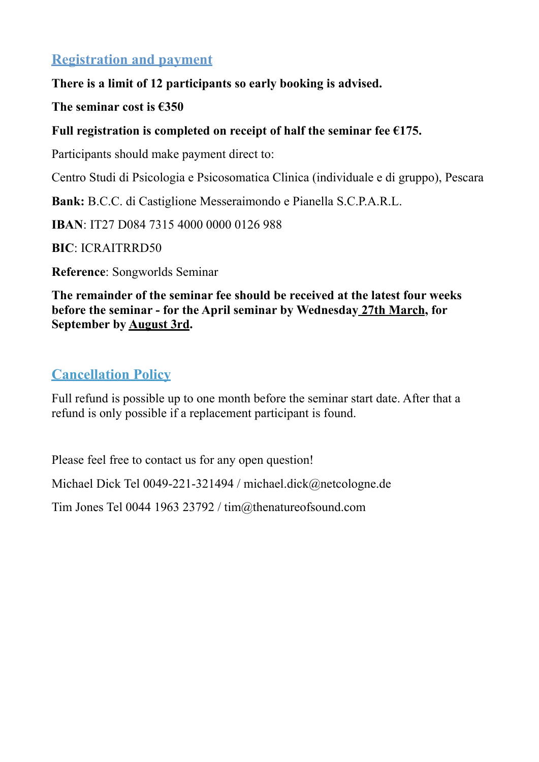## Registration and payment

**There is a limit of 12 participants so early booking is advised.**

**The seminar cost is €350**

**Full registration is completed on receipt of half the seminar fee €175.**

Participants should make payment direct to:

Centro Studi di Psicologia e Psicosomatica Clinica (individuale e di gruppo), Pescara

**Bank:** B.C.C. di Castiglione Messeraimondo e Pianella S.C.P.A.R.L.

**IBAN**: IT27 D084 7315 4000 0000 0126 988

**BIC**: ICRAITRRD50

**Reference**: Songworlds Seminar

**The remainder of the seminar fee should be received at the latest four weeks before the seminar - for the April seminar by Wednesday 27th March, for September by August 3rd.**

## Cancellation Policy

Full refund is possible up to one month before the seminar start date. After that a refund is only possible if a replacement participant is found.

Please feel free to contact us for any open question!

Michael Dick Tel 0049-221-321494 / michael.dick@netcologne.de

Tim Jones Tel 0044 1963 23792 / tim@thenatureofsound.com